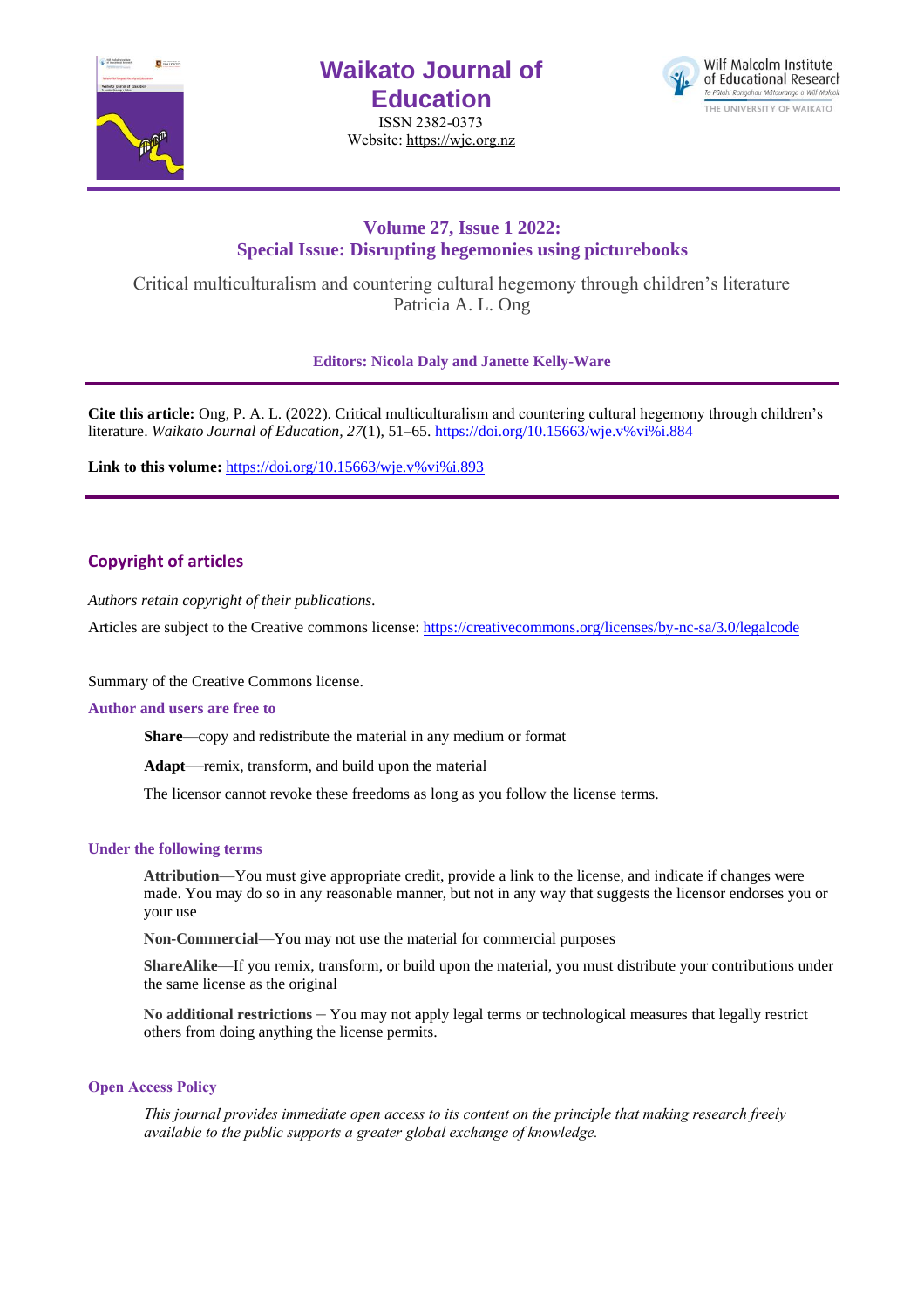# Waikato Journal of Education

ISSN 2382-0373

Website: https://wje.org.nz

## Volume 27, Issue 1 2022:
## Special Issue: Disrupting hegemonies using picturebooks

Critical multiculturalism and countering cultural hegemony through children's literature

Patricia A. L. Ong

**Editors: Nicola Daly and Janette Kelly-Ware**

---

**Cite this article:** Ong, P. A. L. (2022). Critical multiculturalism and countering cultural hegemony through children's literature. *Waikato Journal of Education*, *27*(1), 51–65. https://doi.org/10.15663/wje.v%vi%i.884

**Link to this volume:** https://doi.org/10.15663/wje.v%vi%i.893

---

## Copyright of articles

*Authors retain copyright of their publications.*

Articles are subject to the Creative commons license: https://creativecommons.org/licenses/by-nc-sa/3.0/legalcode

Summary of the Creative Commons license.

### Author and users are free to

**Share**—copy and redistribute the material in any medium or format

**Adapt**—remix, transform, and build upon the material

The licensor cannot revoke these freedoms as long as you follow the license terms.

### Under the following terms

**Attribution**—You must give appropriate credit, provide a link to the license, and indicate if changes were made. You may do so in any reasonable manner, but not in any way that suggests the licensor endorses you or your use

**Non-Commercial**—You may not use the material for commercial purposes

**ShareAlike**—If you remix, transform, or build upon the material, you must distribute your contributions under the same license as the original

**No additional restrictions** – You may not apply legal terms or technological measures that legally restrict others from doing anything the license permits.

### Open Access Policy

*This journal provides immediate open access to its content on the principle that making research freely available to the public supports a greater global exchange of knowledge.*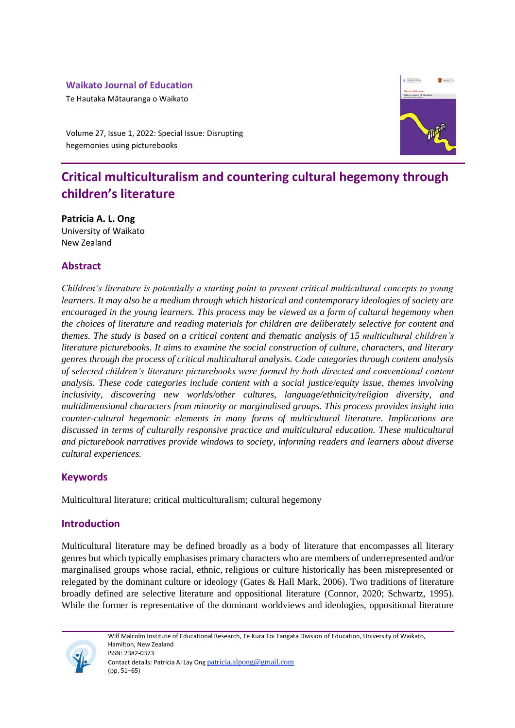Waikato Journal of Education

Te Hautaka Mātauranga o Waikato

Volume 27, Issue 1, 2022: Special Issue: Disrupting hegemonies using picturebooks

# Critical multiculturalism and countering cultural hegemony through children's literature

**Patricia A. L. Ong**
University of Waikato
New Zealand

## Abstract

*Children's literature is potentially a starting point to present critical multicultural concepts to young learners. It may also be a medium through which historical and contemporary ideologies of society are encouraged in the young learners. This process may be viewed as a form of cultural hegemony when the choices of literature and reading materials for children are deliberately selective for content and themes. The study is based on a critical content and thematic analysis of 15 multicultural children's literature picturebooks. It aims to examine the social construction of culture, characters, and literary genres through the process of critical multicultural analysis. Code categories through content analysis of selected children's literature picturebooks were formed by both directed and conventional content analysis. These code categories include content with a social justice/equity issue, themes involving inclusivity, discovering new worlds/other cultures, language/ethnicity/religion diversity, and multidimensional characters from minority or marginalised groups. This process provides insight into counter-cultural hegemonic elements in many forms of multicultural literature. Implications are discussed in terms of culturally responsive practice and multicultural education. These multicultural and picturebook narratives provide windows to society, informing readers and learners about diverse cultural experiences.*

## Keywords

Multicultural literature; critical multiculturalism; cultural hegemony

## Introduction

Multicultural literature may be defined broadly as a body of literature that encompasses all literary genres but which typically emphasises primary characters who are members of underrepresented and/or marginalised groups whose racial, ethnic, religious or culture historically has been misrepresented or relegated by the dominant culture or ideology (Gates & Hall Mark, 2006). Two traditions of literature broadly defined are selective literature and oppositional literature (Connor, 2020; Schwartz, 1995). While the former is representative of the dominant worldviews and ideologies, oppositional literature

Wilf Malcolm Institute of Educational Research, Te Kura Toi Tangata Division of Education, University of Waikato, Hamilton, New Zealand
ISSN: 2382-0373
Contact details: Patricia Ai Lay Ong patricia.alpong@gmail.com
(pp. 51–65)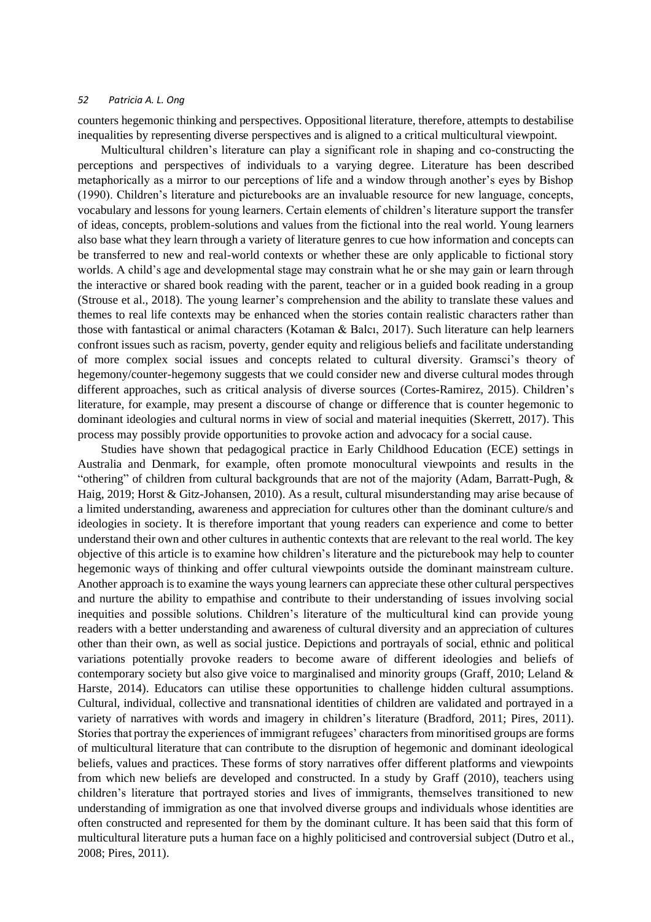counters hegemonic thinking and perspectives. Oppositional literature, therefore, attempts to destabilise inequalities by representing diverse perspectives and is aligned to a critical multicultural viewpoint.

Multicultural children's literature can play a significant role in shaping and co-constructing the perceptions and perspectives of individuals to a varying degree. Literature has been described metaphorically as a mirror to our perceptions of life and a window through another's eyes by Bishop (1990). Children's literature and picturebooks are an invaluable resource for new language, concepts, vocabulary and lessons for young learners. Certain elements of children's literature support the transfer of ideas, concepts, problem-solutions and values from the fictional into the real world. Young learners also base what they learn through a variety of literature genres to cue how information and concepts can be transferred to new and real-world contexts or whether these are only applicable to fictional story worlds. A child's age and developmental stage may constrain what he or she may gain or learn through the interactive or shared book reading with the parent, teacher or in a guided book reading in a group (Strouse et al., 2018). The young learner's comprehension and the ability to translate these values and themes to real life contexts may be enhanced when the stories contain realistic characters rather than those with fantastical or animal characters (Kotaman & Balcı, 2017). Such literature can help learners confront issues such as racism, poverty, gender equity and religious beliefs and facilitate understanding of more complex social issues and concepts related to cultural diversity. Gramsci's theory of hegemony/counter-hegemony suggests that we could consider new and diverse cultural modes through different approaches, such as critical analysis of diverse sources (Cortes-Ramirez, 2015). Children's literature, for example, may present a discourse of change or difference that is counter hegemonic to dominant ideologies and cultural norms in view of social and material inequities (Skerrett, 2017). This process may possibly provide opportunities to provoke action and advocacy for a social cause.

Studies have shown that pedagogical practice in Early Childhood Education (ECE) settings in Australia and Denmark, for example, often promote monocultural viewpoints and results in the "othering" of children from cultural backgrounds that are not of the majority (Adam, Barratt-Pugh, & Haig, 2019; Horst & Gitz-Johansen, 2010). As a result, cultural misunderstanding may arise because of a limited understanding, awareness and appreciation for cultures other than the dominant culture/s and ideologies in society. It is therefore important that young readers can experience and come to better understand their own and other cultures in authentic contexts that are relevant to the real world. The key objective of this article is to examine how children's literature and the picturebook may help to counter hegemonic ways of thinking and offer cultural viewpoints outside the dominant mainstream culture. Another approach is to examine the ways young learners can appreciate these other cultural perspectives and nurture the ability to empathise and contribute to their understanding of issues involving social inequities and possible solutions. Children's literature of the multicultural kind can provide young readers with a better understanding and awareness of cultural diversity and an appreciation of cultures other than their own, as well as social justice. Depictions and portrayals of social, ethnic and political variations potentially provoke readers to become aware of different ideologies and beliefs of contemporary society but also give voice to marginalised and minority groups (Graff, 2010; Leland & Harste, 2014). Educators can utilise these opportunities to challenge hidden cultural assumptions. Cultural, individual, collective and transnational identities of children are validated and portrayed in a variety of narratives with words and imagery in children's literature (Bradford, 2011; Pires, 2011). Stories that portray the experiences of immigrant refugees' characters from minoritised groups are forms of multicultural literature that can contribute to the disruption of hegemonic and dominant ideological beliefs, values and practices. These forms of story narratives offer different platforms and viewpoints from which new beliefs are developed and constructed. In a study by Graff (2010), teachers using children's literature that portrayed stories and lives of immigrants, themselves transitioned to new understanding of immigration as one that involved diverse groups and individuals whose identities are often constructed and represented for them by the dominant culture. It has been said that this form of multicultural literature puts a human face on a highly politicised and controversial subject (Dutro et al., 2008; Pires, 2011).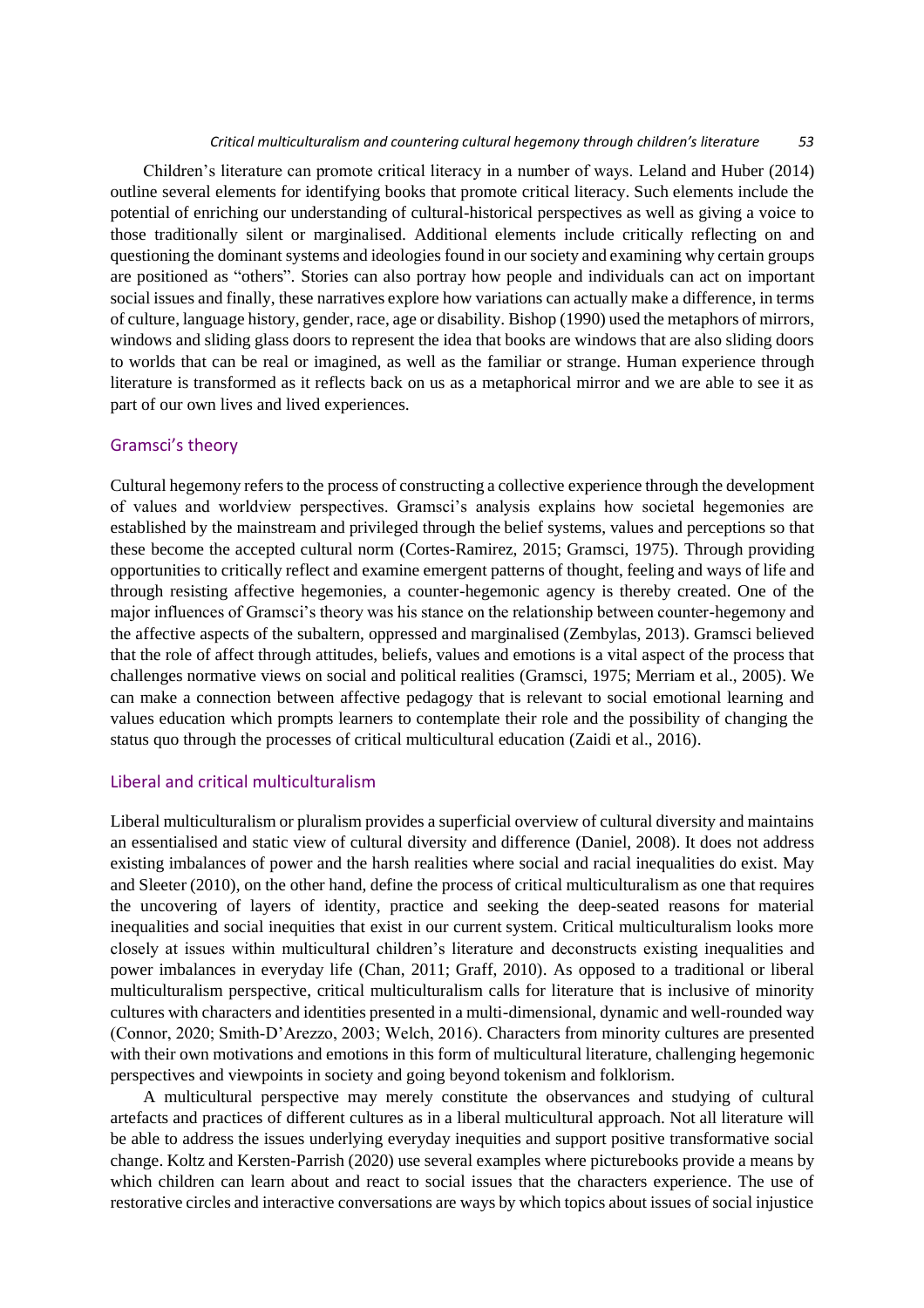Children's literature can promote critical literacy in a number of ways. Leland and Huber (2014) outline several elements for identifying books that promote critical literacy. Such elements include the potential of enriching our understanding of cultural-historical perspectives as well as giving a voice to those traditionally silent or marginalised. Additional elements include critically reflecting on and questioning the dominant systems and ideologies found in our society and examining why certain groups are positioned as "others". Stories can also portray how people and individuals can act on important social issues and finally, these narratives explore how variations can actually make a difference, in terms of culture, language history, gender, race, age or disability. Bishop (1990) used the metaphors of mirrors, windows and sliding glass doors to represent the idea that books are windows that are also sliding doors to worlds that can be real or imagined, as well as the familiar or strange. Human experience through literature is transformed as it reflects back on us as a metaphorical mirror and we are able to see it as part of our own lives and lived experiences.

## Gramsci's theory

Cultural hegemony refers to the process of constructing a collective experience through the development of values and worldview perspectives. Gramsci's analysis explains how societal hegemonies are established by the mainstream and privileged through the belief systems, values and perceptions so that these become the accepted cultural norm (Cortes-Ramirez, 2015; Gramsci, 1975). Through providing opportunities to critically reflect and examine emergent patterns of thought, feeling and ways of life and through resisting affective hegemonies, a counter-hegemonic agency is thereby created. One of the major influences of Gramsci's theory was his stance on the relationship between counter-hegemony and the affective aspects of the subaltern, oppressed and marginalised (Zembylas, 2013). Gramsci believed that the role of affect through attitudes, beliefs, values and emotions is a vital aspect of the process that challenges normative views on social and political realities (Gramsci, 1975; Merriam et al., 2005). We can make a connection between affective pedagogy that is relevant to social emotional learning and values education which prompts learners to contemplate their role and the possibility of changing the status quo through the processes of critical multicultural education (Zaidi et al., 2016).

## Liberal and critical multiculturalism

Liberal multiculturalism or pluralism provides a superficial overview of cultural diversity and maintains an essentialised and static view of cultural diversity and difference (Daniel, 2008). It does not address existing imbalances of power and the harsh realities where social and racial inequalities do exist. May and Sleeter (2010), on the other hand, define the process of critical multiculturalism as one that requires the uncovering of layers of identity, practice and seeking the deep-seated reasons for material inequalities and social inequities that exist in our current system. Critical multiculturalism looks more closely at issues within multicultural children's literature and deconstructs existing inequalities and power imbalances in everyday life (Chan, 2011; Graff, 2010). As opposed to a traditional or liberal multiculturalism perspective, critical multiculturalism calls for literature that is inclusive of minority cultures with characters and identities presented in a multi-dimensional, dynamic and well-rounded way (Connor, 2020; Smith-D'Arezzo, 2003; Welch, 2016). Characters from minority cultures are presented with their own motivations and emotions in this form of multicultural literature, challenging hegemonic perspectives and viewpoints in society and going beyond tokenism and folklorism.

A multicultural perspective may merely constitute the observances and studying of cultural artefacts and practices of different cultures as in a liberal multicultural approach. Not all literature will be able to address the issues underlying everyday inequities and support positive transformative social change. Koltz and Kersten-Parrish (2020) use several examples where picturebooks provide a means by which children can learn about and react to social issues that the characters experience. The use of restorative circles and interactive conversations are ways by which topics about issues of social injustice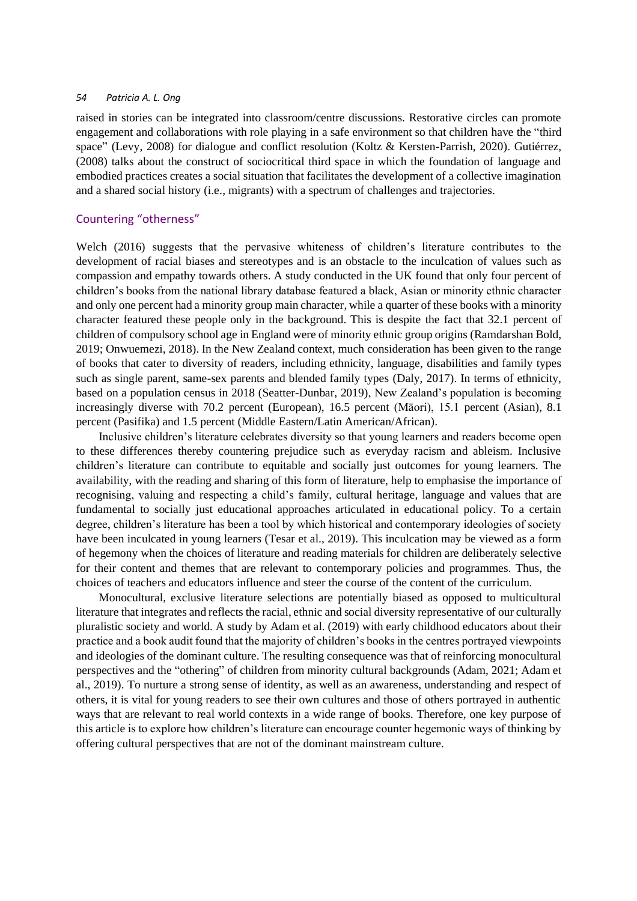raised in stories can be integrated into classroom/centre discussions. Restorative circles can promote engagement and collaborations with role playing in a safe environment so that children have the "third space" (Levy, 2008) for dialogue and conflict resolution (Koltz & Kersten-Parrish, 2020). Gutiérrez, (2008) talks about the construct of sociocritical third space in which the foundation of language and embodied practices creates a social situation that facilitates the development of a collective imagination and a shared social history (i.e., migrants) with a spectrum of challenges and trajectories.

## Countering "otherness"

Welch (2016) suggests that the pervasive whiteness of children's literature contributes to the development of racial biases and stereotypes and is an obstacle to the inculcation of values such as compassion and empathy towards others. A study conducted in the UK found that only four percent of children's books from the national library database featured a black, Asian or minority ethnic character and only one percent had a minority group main character, while a quarter of these books with a minority character featured these people only in the background. This is despite the fact that 32.1 percent of children of compulsory school age in England were of minority ethnic group origins (Ramdarshan Bold, 2019; Onwuemezi, 2018). In the New Zealand context, much consideration has been given to the range of books that cater to diversity of readers, including ethnicity, language, disabilities and family types such as single parent, same-sex parents and blended family types (Daly, 2017). In terms of ethnicity, based on a population census in 2018 (Seatter-Dunbar, 2019), New Zealand's population is becoming increasingly diverse with 70.2 percent (European), 16.5 percent (Māori), 15.1 percent (Asian), 8.1 percent (Pasifika) and 1.5 percent (Middle Eastern/Latin American/African).

Inclusive children's literature celebrates diversity so that young learners and readers become open to these differences thereby countering prejudice such as everyday racism and ableism. Inclusive children's literature can contribute to equitable and socially just outcomes for young learners. The availability, with the reading and sharing of this form of literature, help to emphasise the importance of recognising, valuing and respecting a child's family, cultural heritage, language and values that are fundamental to socially just educational approaches articulated in educational policy. To a certain degree, children's literature has been a tool by which historical and contemporary ideologies of society have been inculcated in young learners (Tesar et al., 2019). This inculcation may be viewed as a form of hegemony when the choices of literature and reading materials for children are deliberately selective for their content and themes that are relevant to contemporary policies and programmes. Thus, the choices of teachers and educators influence and steer the course of the content of the curriculum.

Monocultural, exclusive literature selections are potentially biased as opposed to multicultural literature that integrates and reflects the racial, ethnic and social diversity representative of our culturally pluralistic society and world. A study by Adam et al. (2019) with early childhood educators about their practice and a book audit found that the majority of children's books in the centres portrayed viewpoints and ideologies of the dominant culture. The resulting consequence was that of reinforcing monocultural perspectives and the "othering" of children from minority cultural backgrounds (Adam, 2021; Adam et al., 2019). To nurture a strong sense of identity, as well as an awareness, understanding and respect of others, it is vital for young readers to see their own cultures and those of others portrayed in authentic ways that are relevant to real world contexts in a wide range of books. Therefore, one key purpose of this article is to explore how children's literature can encourage counter hegemonic ways of thinking by offering cultural perspectives that are not of the dominant mainstream culture.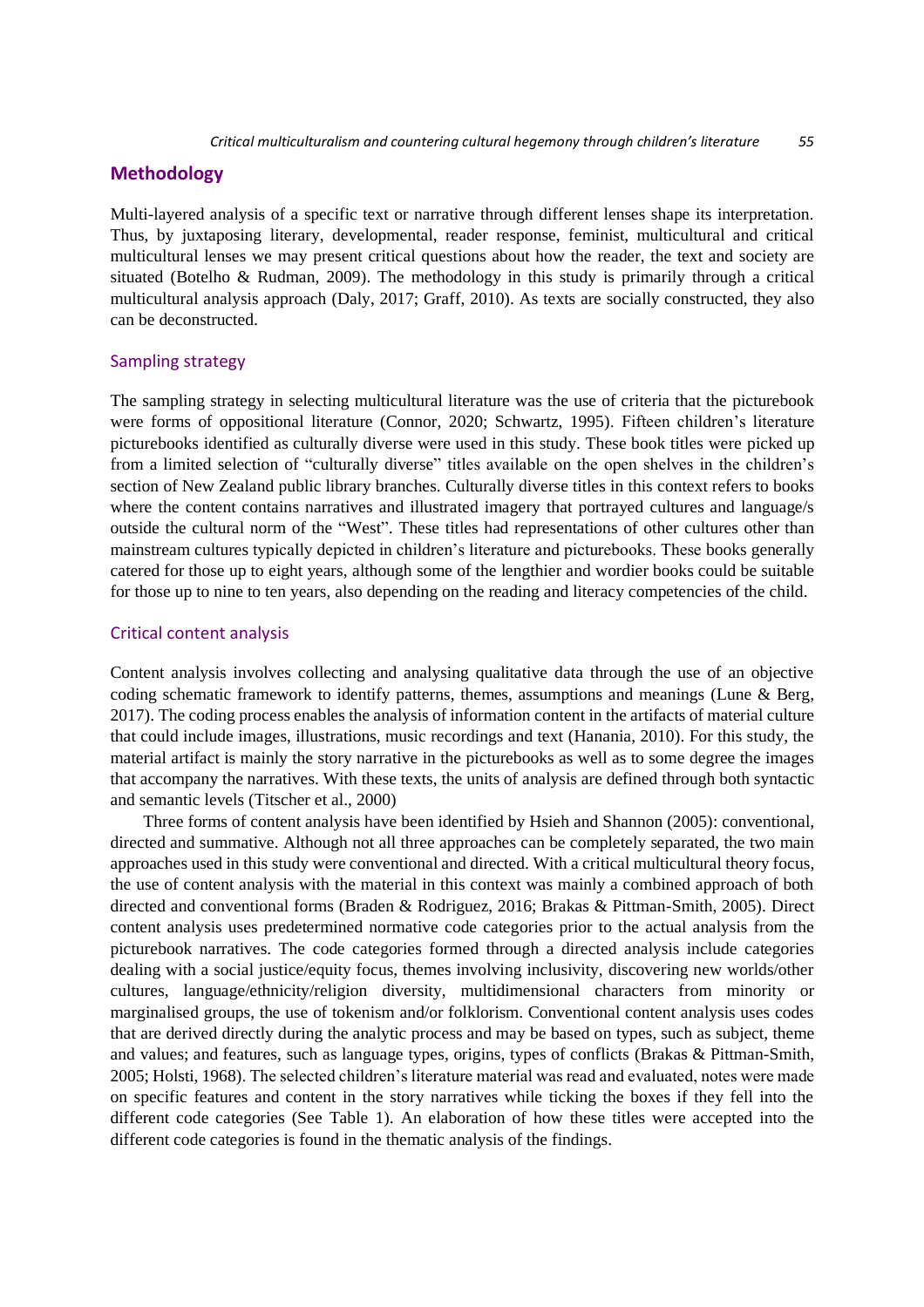## Methodology

Multi-layered analysis of a specific text or narrative through different lenses shape its interpretation. Thus, by juxtaposing literary, developmental, reader response, feminist, multicultural and critical multicultural lenses we may present critical questions about how the reader, the text and society are situated (Botelho & Rudman, 2009). The methodology in this study is primarily through a critical multicultural analysis approach (Daly, 2017; Graff, 2010). As texts are socially constructed, they also can be deconstructed.

### Sampling strategy

The sampling strategy in selecting multicultural literature was the use of criteria that the picturebook were forms of oppositional literature (Connor, 2020; Schwartz, 1995). Fifteen children's literature picturebooks identified as culturally diverse were used in this study. These book titles were picked up from a limited selection of "culturally diverse" titles available on the open shelves in the children's section of New Zealand public library branches. Culturally diverse titles in this context refers to books where the content contains narratives and illustrated imagery that portrayed cultures and language/s outside the cultural norm of the "West". These titles had representations of other cultures other than mainstream cultures typically depicted in children's literature and picturebooks. These books generally catered for those up to eight years, although some of the lengthier and wordier books could be suitable for those up to nine to ten years, also depending on the reading and literacy competencies of the child.

### Critical content analysis

Content analysis involves collecting and analysing qualitative data through the use of an objective coding schematic framework to identify patterns, themes, assumptions and meanings (Lune & Berg, 2017). The coding process enables the analysis of information content in the artifacts of material culture that could include images, illustrations, music recordings and text (Hanania, 2010). For this study, the material artifact is mainly the story narrative in the picturebooks as well as to some degree the images that accompany the narratives. With these texts, the units of analysis are defined through both syntactic and semantic levels (Titscher et al., 2000)

Three forms of content analysis have been identified by Hsieh and Shannon (2005): conventional, directed and summative. Although not all three approaches can be completely separated, the two main approaches used in this study were conventional and directed. With a critical multicultural theory focus, the use of content analysis with the material in this context was mainly a combined approach of both directed and conventional forms (Braden & Rodriguez, 2016; Brakas & Pittman-Smith, 2005). Direct content analysis uses predetermined normative code categories prior to the actual analysis from the picturebook narratives. The code categories formed through a directed analysis include categories dealing with a social justice/equity focus, themes involving inclusivity, discovering new worlds/other cultures, language/ethnicity/religion diversity, multidimensional characters from minority or marginalised groups, the use of tokenism and/or folklorism. Conventional content analysis uses codes that are derived directly during the analytic process and may be based on types, such as subject, theme and values; and features, such as language types, origins, types of conflicts (Brakas & Pittman-Smith, 2005; Holsti, 1968). The selected children's literature material was read and evaluated, notes were made on specific features and content in the story narratives while ticking the boxes if they fell into the different code categories (See Table 1). An elaboration of how these titles were accepted into the different code categories is found in the thematic analysis of the findings.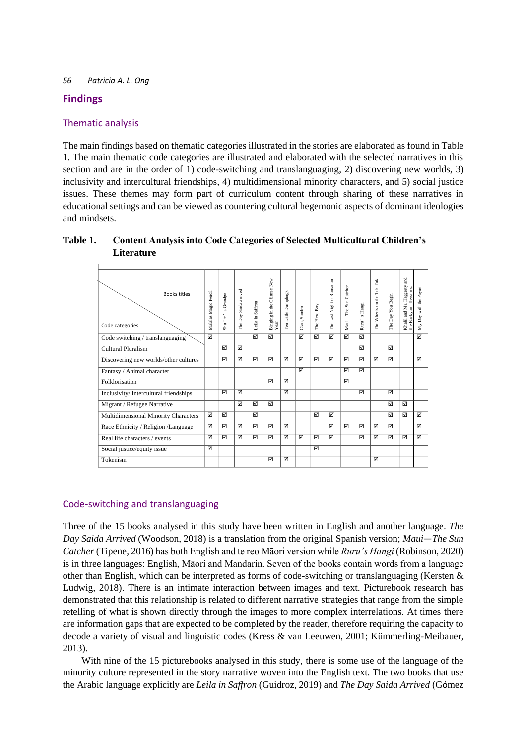## Findings

### Thematic analysis

The main findings based on thematic categories illustrated in the stories are elaborated as found in Table 1. The main thematic code categories are illustrated and elaborated with the selected narratives in this section and are in the order of 1) code-switching and translanguaging, 2) discovering new worlds, 3) inclusivity and intercultural friendships, 4) multidimensional minority characters, and 5) social justice issues. These themes may form part of curriculum content through sharing of these narratives in educational settings and can be viewed as countering cultural hegemonic aspects of dominant ideologies and mindsets.

**Table 1. Content Analysis into Code Categories of Selected Multicultural Children's Literature**

| Code categories \ Books titles | Malalas Magic Pencil | Shu Lin's Grandpa | The Day Saida arrived | Leila in Saffron | Bringing in the Chinese New Year | Ten Little Dumplings | Ciao, Sandro! | The Herd Boy | The Last Night of Ramadan | Maui – The Sun Catcher | Ruru's Hangi | The Wheels on the Tuk Tuk | The Day You Begin | Khalil and Mr. Haggerty and the Backyard Treasures. | My Day with the Panye |
|---|---|---|---|---|---|---|---|---|---|---|---|---|---|---|---|
| Code switching / translanguaging | ☑ | | | ☑ | ☑ | | ☑ | ☑ | ☑ | ☑ | ☑ | | | | ☑ |
| Cultural Pluralism | | ☑ | ☑ | | | | | | | | ☑ | | ☑ | | |
| Discovering new worlds/other cultures | | ☑ | ☑ | ☑ | ☑ | ☑ | ☑ | ☑ | ☑ | ☑ | ☑ | ☑ | ☑ | | ☑ |
| Fantasy / Animal character | | | | | | | ☑ | | | ☑ | ☑ | | | | |
| Folklorisation | | | | | ☑ | ☑ | | | | ☑ | | | | | |
| Inclusivity/ Intercultural friendships | | ☑ | ☑ | | | ☑ | | | | | ☑ | | ☑ | | |
| Migrant / Refugee Narrative | | | ☑ | ☑ | ☑ | | | | | | | | ☑ | ☑ | |
| Multidimensional Minority Characters | ☑ | ☑ | | ☑ | | | | ☑ | ☑ | | | | ☑ | ☑ | ☑ |
| Race Ethnicity / Religion /Language | ☑ | ☑ | ☑ | ☑ | ☑ | ☑ | | | ☑ | ☑ | ☑ | ☑ | ☑ | | ☑ |
| Real life characters / events | ☑ | ☑ | ☑ | ☑ | ☑ | ☑ | ☑ | ☑ | ☑ | | ☑ | ☑ | ☑ | ☑ | ☑ |
| Social justice/equity issue | ☑ | | | | | | | ☑ | | | | | | | |
| Tokenism | | | | | ☑ | ☑ | | | | | | ☑ | | | |

### Code-switching and translanguaging

Three of the 15 books analysed in this study have been written in English and another language. *The Day Saida Arrived* (Woodson, 2018) is a translation from the original Spanish version; *Maui—The Sun Catcher* (Tipene, 2016) has both English and te reo Māori version while *Ruru's Hangi* (Robinson, 2020) is in three languages: English, Māori and Mandarin. Seven of the books contain words from a language other than English, which can be interpreted as forms of code-switching or translanguaging (Kersten & Ludwig, 2018). There is an intimate interaction between images and text. Picturebook research has demonstrated that this relationship is related to different narrative strategies that range from the simple retelling of what is shown directly through the images to more complex interrelations. At times there are information gaps that are expected to be completed by the reader, therefore requiring the capacity to decode a variety of visual and linguistic codes (Kress & van Leeuwen, 2001; Kümmerling-Meibauer, 2013).

With nine of the 15 picturebooks analysed in this study, there is some use of the language of the minority culture represented in the story narrative woven into the English text. The two books that use the Arabic language explicitly are *Leila in Saffron* (Guidroz, 2019) and *The Day Saida Arrived* (Gómez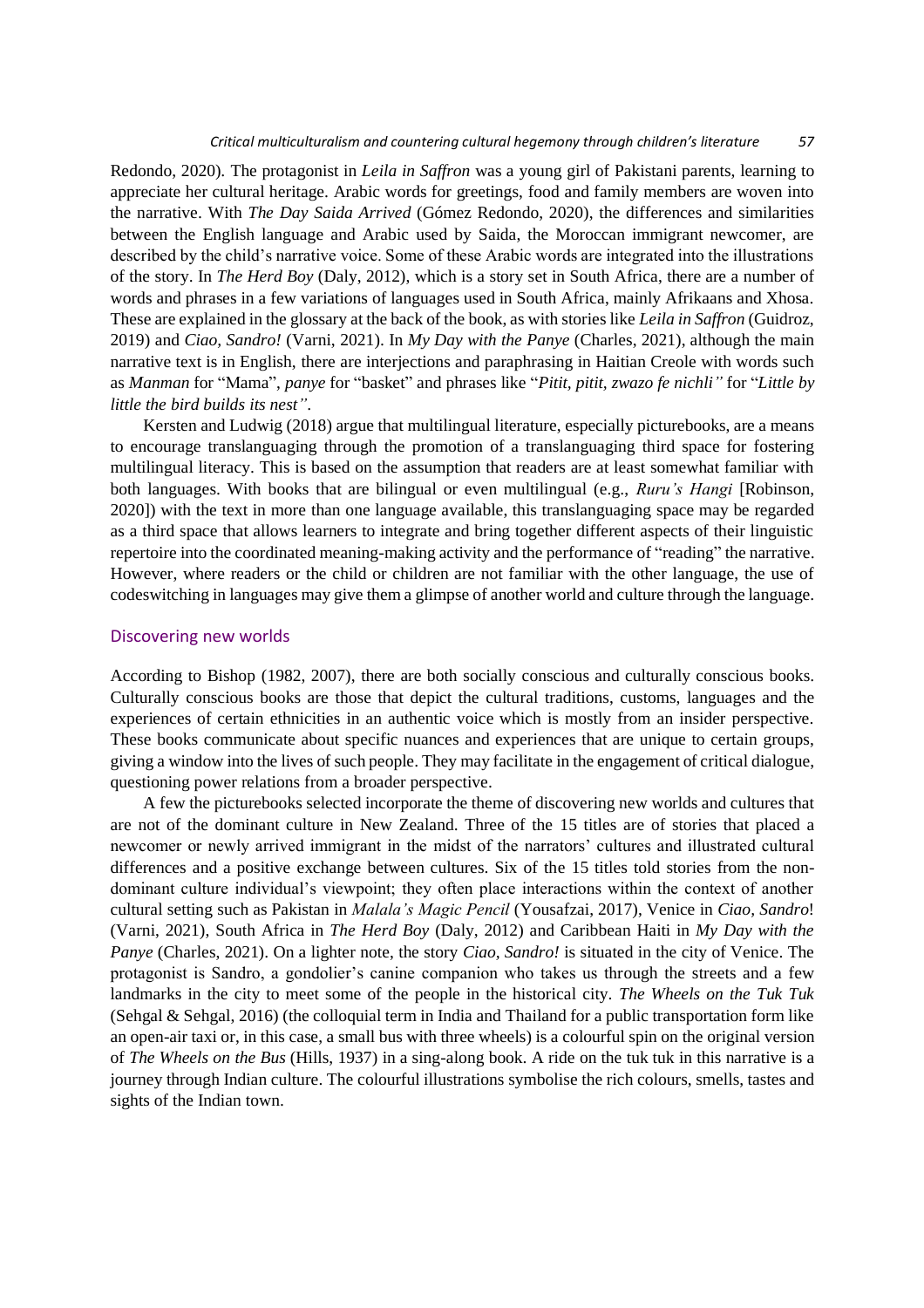Redondo, 2020). The protagonist in *Leila in Saffron* was a young girl of Pakistani parents, learning to appreciate her cultural heritage. Arabic words for greetings, food and family members are woven into the narrative. With *The Day Saida Arrived* (Gómez Redondo, 2020), the differences and similarities between the English language and Arabic used by Saida, the Moroccan immigrant newcomer, are described by the child's narrative voice. Some of these Arabic words are integrated into the illustrations of the story. In *The Herd Boy* (Daly, 2012), which is a story set in South Africa, there are a number of words and phrases in a few variations of languages used in South Africa, mainly Afrikaans and Xhosa. These are explained in the glossary at the back of the book, as with stories like *Leila in Saffron* (Guidroz, 2019) and *Ciao, Sandro!* (Varni, 2021). In *My Day with the Panye* (Charles, 2021), although the main narrative text is in English, there are interjections and paraphrasing in Haitian Creole with words such as *Manman* for "Mama", *panye* for "basket" and phrases like "*Pitit, pitit, zwazo fe nichli"* for "*Little by little the bird builds its nest"*.

Kersten and Ludwig (2018) argue that multilingual literature, especially picturebooks, are a means to encourage translanguaging through the promotion of a translanguaging third space for fostering multilingual literacy. This is based on the assumption that readers are at least somewhat familiar with both languages. With books that are bilingual or even multilingual (e.g., *Ruru's Hangi* [Robinson, 2020]) with the text in more than one language available, this translanguaging space may be regarded as a third space that allows learners to integrate and bring together different aspects of their linguistic repertoire into the coordinated meaning-making activity and the performance of "reading" the narrative. However, where readers or the child or children are not familiar with the other language, the use of codeswitching in languages may give them a glimpse of another world and culture through the language.

## Discovering new worlds

According to Bishop (1982, 2007), there are both socially conscious and culturally conscious books. Culturally conscious books are those that depict the cultural traditions, customs, languages and the experiences of certain ethnicities in an authentic voice which is mostly from an insider perspective. These books communicate about specific nuances and experiences that are unique to certain groups, giving a window into the lives of such people. They may facilitate in the engagement of critical dialogue, questioning power relations from a broader perspective.

A few the picturebooks selected incorporate the theme of discovering new worlds and cultures that are not of the dominant culture in New Zealand. Three of the 15 titles are of stories that placed a newcomer or newly arrived immigrant in the midst of the narrators' cultures and illustrated cultural differences and a positive exchange between cultures. Six of the 15 titles told stories from the non-dominant culture individual's viewpoint; they often place interactions within the context of another cultural setting such as Pakistan in *Malala's Magic Pencil* (Yousafzai, 2017), Venice in *Ciao, Sandro*! (Varni, 2021), South Africa in *The Herd Boy* (Daly, 2012) and Caribbean Haiti in *My Day with the Panye* (Charles, 2021). On a lighter note, the story *Ciao, Sandro!* is situated in the city of Venice. The protagonist is Sandro, a gondolier's canine companion who takes us through the streets and a few landmarks in the city to meet some of the people in the historical city. *The Wheels on the Tuk Tuk* (Sehgal & Sehgal, 2016) (the colloquial term in India and Thailand for a public transportation form like an open-air taxi or, in this case, a small bus with three wheels) is a colourful spin on the original version of *The Wheels on the Bus* (Hills, 1937) in a sing-along book. A ride on the tuk tuk in this narrative is a journey through Indian culture. The colourful illustrations symbolise the rich colours, smells, tastes and sights of the Indian town.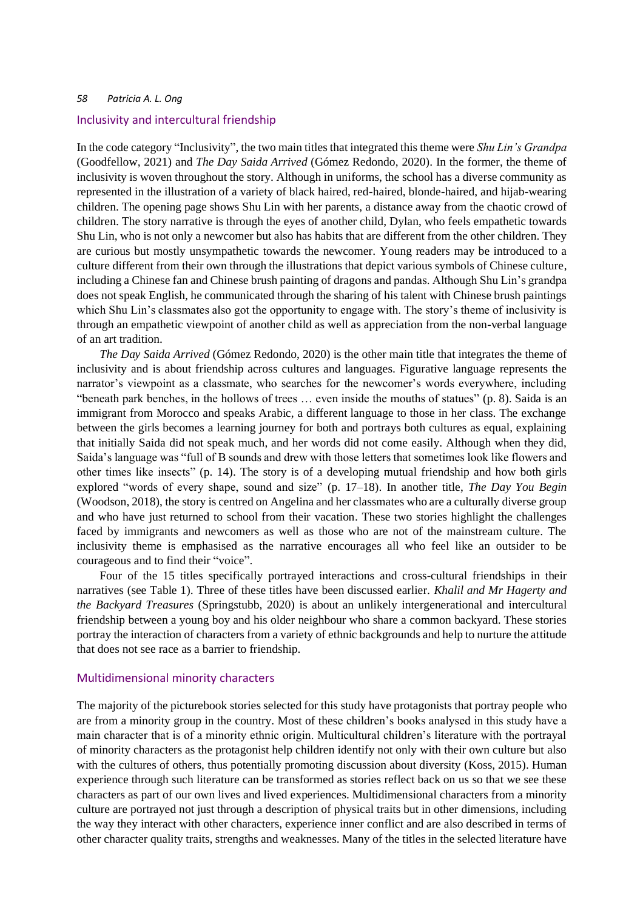## Inclusivity and intercultural friendship

In the code category "Inclusivity", the two main titles that integrated this theme were *Shu Lin's Grandpa* (Goodfellow, 2021) and *The Day Saida Arrived* (Gómez Redondo, 2020). In the former, the theme of inclusivity is woven throughout the story. Although in uniforms, the school has a diverse community as represented in the illustration of a variety of black haired, red-haired, blonde-haired, and hijab-wearing children. The opening page shows Shu Lin with her parents, a distance away from the chaotic crowd of children. The story narrative is through the eyes of another child, Dylan, who feels empathetic towards Shu Lin, who is not only a newcomer but also has habits that are different from the other children. They are curious but mostly unsympathetic towards the newcomer. Young readers may be introduced to a culture different from their own through the illustrations that depict various symbols of Chinese culture, including a Chinese fan and Chinese brush painting of dragons and pandas. Although Shu Lin's grandpa does not speak English, he communicated through the sharing of his talent with Chinese brush paintings which Shu Lin's classmates also got the opportunity to engage with. The story's theme of inclusivity is through an empathetic viewpoint of another child as well as appreciation from the non-verbal language of an art tradition.

*The Day Saida Arrived* (Gómez Redondo, 2020) is the other main title that integrates the theme of inclusivity and is about friendship across cultures and languages. Figurative language represents the narrator's viewpoint as a classmate, who searches for the newcomer's words everywhere, including "beneath park benches, in the hollows of trees … even inside the mouths of statues" (p. 8). Saida is an immigrant from Morocco and speaks Arabic, a different language to those in her class. The exchange between the girls becomes a learning journey for both and portrays both cultures as equal, explaining that initially Saida did not speak much, and her words did not come easily. Although when they did, Saida's language was "full of B sounds and drew with those letters that sometimes look like flowers and other times like insects" (p. 14). The story is of a developing mutual friendship and how both girls explored "words of every shape, sound and size" (p. 17–18). In another title, *The Day You Begin* (Woodson, 2018), the story is centred on Angelina and her classmates who are a culturally diverse group and who have just returned to school from their vacation. These two stories highlight the challenges faced by immigrants and newcomers as well as those who are not of the mainstream culture. The inclusivity theme is emphasised as the narrative encourages all who feel like an outsider to be courageous and to find their "voice".

Four of the 15 titles specifically portrayed interactions and cross-cultural friendships in their narratives (see Table 1). Three of these titles have been discussed earlier. *Khalil and Mr Hagerty and the Backyard Treasures* (Springstubb, 2020) is about an unlikely intergenerational and intercultural friendship between a young boy and his older neighbour who share a common backyard. These stories portray the interaction of characters from a variety of ethnic backgrounds and help to nurture the attitude that does not see race as a barrier to friendship.

## Multidimensional minority characters

The majority of the picturebook stories selected for this study have protagonists that portray people who are from a minority group in the country. Most of these children's books analysed in this study have a main character that is of a minority ethnic origin. Multicultural children's literature with the portrayal of minority characters as the protagonist help children identify not only with their own culture but also with the cultures of others, thus potentially promoting discussion about diversity (Koss, 2015). Human experience through such literature can be transformed as stories reflect back on us so that we see these characters as part of our own lives and lived experiences. Multidimensional characters from a minority culture are portrayed not just through a description of physical traits but in other dimensions, including the way they interact with other characters, experience inner conflict and are also described in terms of other character quality traits, strengths and weaknesses. Many of the titles in the selected literature have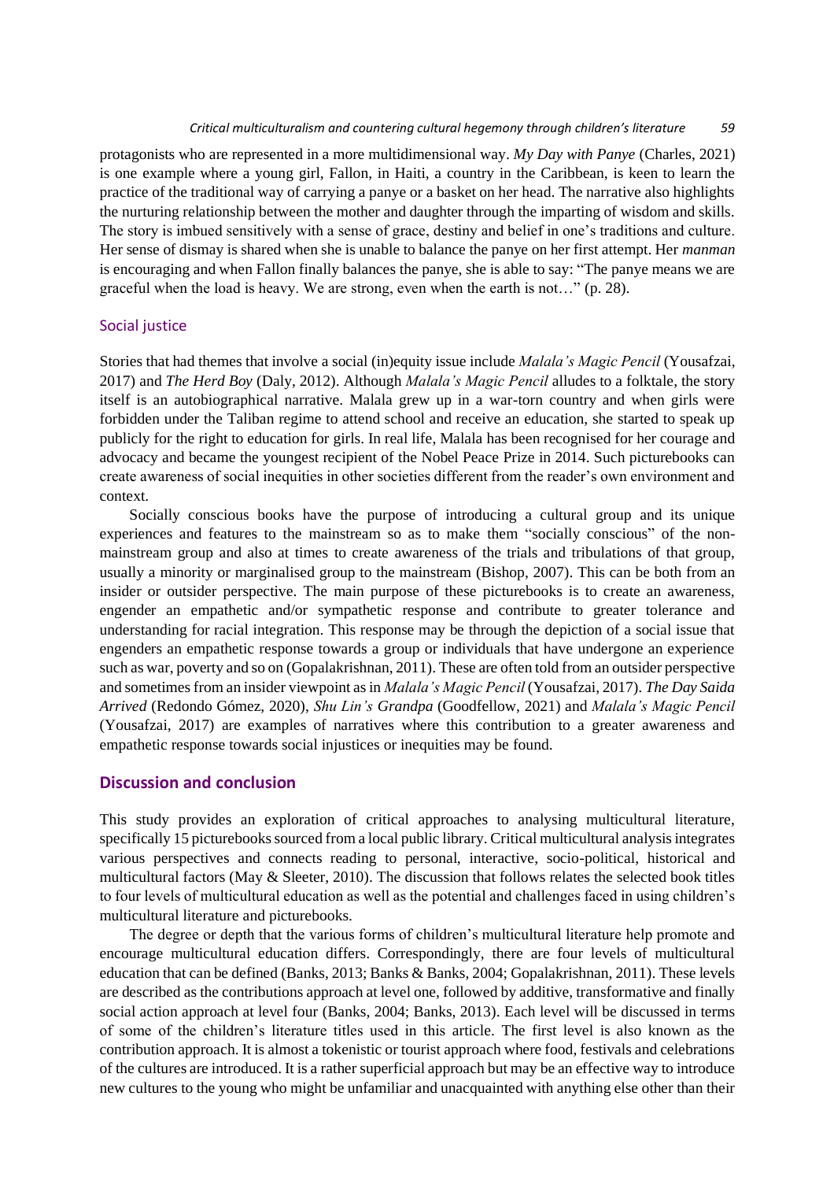protagonists who are represented in a more multidimensional way. *My Day with Panye* (Charles, 2021) is one example where a young girl, Fallon, in Haiti, a country in the Caribbean, is keen to learn the practice of the traditional way of carrying a panye or a basket on her head. The narrative also highlights the nurturing relationship between the mother and daughter through the imparting of wisdom and skills. The story is imbued sensitively with a sense of grace, destiny and belief in one's traditions and culture. Her sense of dismay is shared when she is unable to balance the panye on her first attempt. Her *manman* is encouraging and when Fallon finally balances the panye, she is able to say: "The panye means we are graceful when the load is heavy. We are strong, even when the earth is not…" (p. 28).

### Social justice

Stories that had themes that involve a social (in)equity issue include *Malala's Magic Pencil* (Yousafzai, 2017) and *The Herd Boy* (Daly, 2012). Although *Malala's Magic Pencil* alludes to a folktale, the story itself is an autobiographical narrative. Malala grew up in a war-torn country and when girls were forbidden under the Taliban regime to attend school and receive an education, she started to speak up publicly for the right to education for girls. In real life, Malala has been recognised for her courage and advocacy and became the youngest recipient of the Nobel Peace Prize in 2014. Such picturebooks can create awareness of social inequities in other societies different from the reader's own environment and context.

Socially conscious books have the purpose of introducing a cultural group and its unique experiences and features to the mainstream so as to make them "socially conscious" of the non-mainstream group and also at times to create awareness of the trials and tribulations of that group, usually a minority or marginalised group to the mainstream (Bishop, 2007). This can be both from an insider or outsider perspective. The main purpose of these picturebooks is to create an awareness, engender an empathetic and/or sympathetic response and contribute to greater tolerance and understanding for racial integration. This response may be through the depiction of a social issue that engenders an empathetic response towards a group or individuals that have undergone an experience such as war, poverty and so on (Gopalakrishnan, 2011). These are often told from an outsider perspective and sometimes from an insider viewpoint as in *Malala's Magic Pencil* (Yousafzai, 2017). *The Day Saida Arrived* (Redondo Gómez, 2020), *Shu Lin's Grandpa* (Goodfellow, 2021) and *Malala's Magic Pencil* (Yousafzai, 2017) are examples of narratives where this contribution to a greater awareness and empathetic response towards social injustices or inequities may be found.

## Discussion and conclusion

This study provides an exploration of critical approaches to analysing multicultural literature, specifically 15 picturebooks sourced from a local public library. Critical multicultural analysis integrates various perspectives and connects reading to personal, interactive, socio-political, historical and multicultural factors (May & Sleeter, 2010). The discussion that follows relates the selected book titles to four levels of multicultural education as well as the potential and challenges faced in using children's multicultural literature and picturebooks.

The degree or depth that the various forms of children's multicultural literature help promote and encourage multicultural education differs. Correspondingly, there are four levels of multicultural education that can be defined (Banks, 2013; Banks & Banks, 2004; Gopalakrishnan, 2011). These levels are described as the contributions approach at level one, followed by additive, transformative and finally social action approach at level four (Banks, 2004; Banks, 2013). Each level will be discussed in terms of some of the children's literature titles used in this article. The first level is also known as the contribution approach. It is almost a tokenistic or tourist approach where food, festivals and celebrations of the cultures are introduced. It is a rather superficial approach but may be an effective way to introduce new cultures to the young who might be unfamiliar and unacquainted with anything else other than their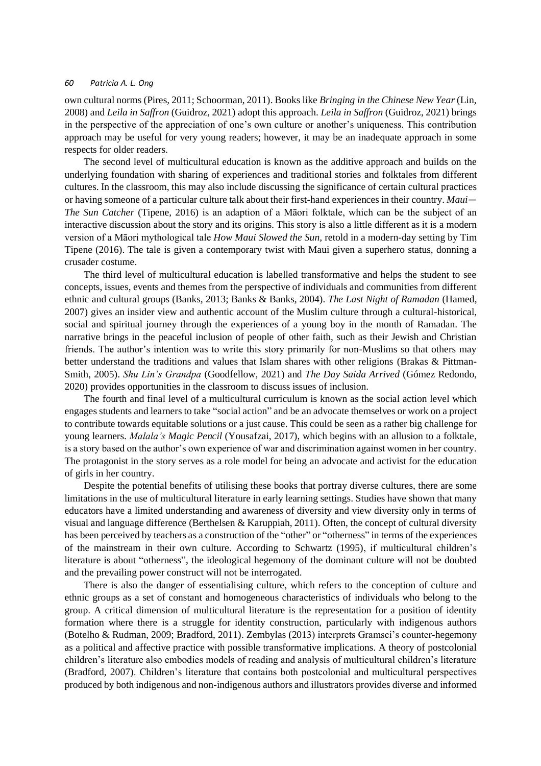own cultural norms (Pires, 2011; Schoorman, 2011). Books like *Bringing in the Chinese New Year* (Lin, 2008) and *Leila in Saffron* (Guidroz, 2021) adopt this approach. *Leila in Saffron* (Guidroz, 2021) brings in the perspective of the appreciation of one's own culture or another's uniqueness. This contribution approach may be useful for very young readers; however, it may be an inadequate approach in some respects for older readers.

The second level of multicultural education is known as the additive approach and builds on the underlying foundation with sharing of experiences and traditional stories and folktales from different cultures. In the classroom, this may also include discussing the significance of certain cultural practices or having someone of a particular culture talk about their first-hand experiences in their country. *Maui—The Sun Catcher* (Tipene, 2016) is an adaption of a Māori folktale, which can be the subject of an interactive discussion about the story and its origins. This story is also a little different as it is a modern version of a Māori mythological tale *How Maui Slowed the Sun,* retold in a modern-day setting by Tim Tipene (2016). The tale is given a contemporary twist with Maui given a superhero status, donning a crusader costume.

The third level of multicultural education is labelled transformative and helps the student to see concepts, issues, events and themes from the perspective of individuals and communities from different ethnic and cultural groups (Banks, 2013; Banks & Banks, 2004). *The Last Night of Ramadan* (Hamed, 2007) gives an insider view and authentic account of the Muslim culture through a cultural-historical, social and spiritual journey through the experiences of a young boy in the month of Ramadan. The narrative brings in the peaceful inclusion of people of other faith, such as their Jewish and Christian friends. The author's intention was to write this story primarily for non-Muslims so that others may better understand the traditions and values that Islam shares with other religions (Brakas & Pittman-Smith, 2005). *Shu Lin's Grandpa* (Goodfellow, 2021) and *The Day Saida Arrived* (Gómez Redondo, 2020) provides opportunities in the classroom to discuss issues of inclusion.

The fourth and final level of a multicultural curriculum is known as the social action level which engages students and learners to take "social action" and be an advocate themselves or work on a project to contribute towards equitable solutions or a just cause. This could be seen as a rather big challenge for young learners. *Malala's Magic Pencil* (Yousafzai, 2017), which begins with an allusion to a folktale, is a story based on the author's own experience of war and discrimination against women in her country. The protagonist in the story serves as a role model for being an advocate and activist for the education of girls in her country.

Despite the potential benefits of utilising these books that portray diverse cultures, there are some limitations in the use of multicultural literature in early learning settings. Studies have shown that many educators have a limited understanding and awareness of diversity and view diversity only in terms of visual and language difference (Berthelsen & Karuppiah, 2011). Often, the concept of cultural diversity has been perceived by teachers as a construction of the "other" or "otherness" in terms of the experiences of the mainstream in their own culture. According to Schwartz (1995), if multicultural children's literature is about "otherness", the ideological hegemony of the dominant culture will not be doubted and the prevailing power construct will not be interrogated.

There is also the danger of essentialising culture, which refers to the conception of culture and ethnic groups as a set of constant and homogeneous characteristics of individuals who belong to the group. A critical dimension of multicultural literature is the representation for a position of identity formation where there is a struggle for identity construction, particularly with indigenous authors (Botelho & Rudman, 2009; Bradford, 2011). Zembylas (2013) interprets Gramsci's counter-hegemony as a political and affective practice with possible transformative implications. A theory of postcolonial children's literature also embodies models of reading and analysis of multicultural children's literature (Bradford, 2007). Children's literature that contains both postcolonial and multicultural perspectives produced by both indigenous and non-indigenous authors and illustrators provides diverse and informed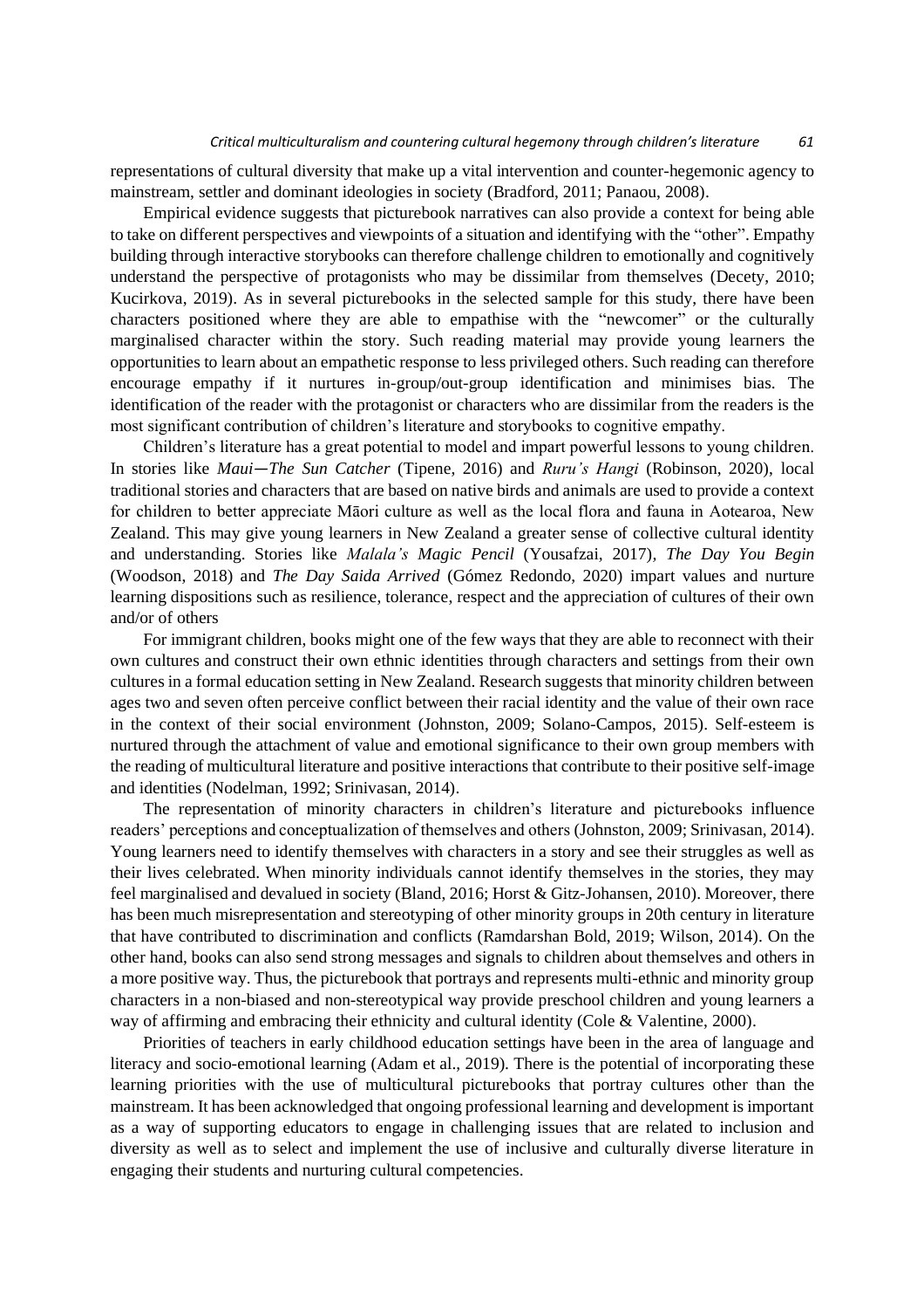representations of cultural diversity that make up a vital intervention and counter-hegemonic agency to mainstream, settler and dominant ideologies in society (Bradford, 2011; Panaou, 2008).

Empirical evidence suggests that picturebook narratives can also provide a context for being able to take on different perspectives and viewpoints of a situation and identifying with the "other". Empathy building through interactive storybooks can therefore challenge children to emotionally and cognitively understand the perspective of protagonists who may be dissimilar from themselves (Decety, 2010; Kucirkova, 2019). As in several picturebooks in the selected sample for this study, there have been characters positioned where they are able to empathise with the "newcomer" or the culturally marginalised character within the story. Such reading material may provide young learners the opportunities to learn about an empathetic response to less privileged others. Such reading can therefore encourage empathy if it nurtures in-group/out-group identification and minimises bias. The identification of the reader with the protagonist or characters who are dissimilar from the readers is the most significant contribution of children's literature and storybooks to cognitive empathy.

Children's literature has a great potential to model and impart powerful lessons to young children. In stories like *Maui—The Sun Catcher* (Tipene, 2016) and *Ruru's Hangi* (Robinson, 2020), local traditional stories and characters that are based on native birds and animals are used to provide a context for children to better appreciate Māori culture as well as the local flora and fauna in Aotearoa, New Zealand. This may give young learners in New Zealand a greater sense of collective cultural identity and understanding. Stories like *Malala's Magic Pencil* (Yousafzai, 2017), *The Day You Begin* (Woodson, 2018) and *The Day Saida Arrived* (Gómez Redondo, 2020) impart values and nurture learning dispositions such as resilience, tolerance, respect and the appreciation of cultures of their own and/or of others

For immigrant children, books might one of the few ways that they are able to reconnect with their own cultures and construct their own ethnic identities through characters and settings from their own cultures in a formal education setting in New Zealand. Research suggests that minority children between ages two and seven often perceive conflict between their racial identity and the value of their own race in the context of their social environment (Johnston, 2009; Solano-Campos, 2015). Self-esteem is nurtured through the attachment of value and emotional significance to their own group members with the reading of multicultural literature and positive interactions that contribute to their positive self-image and identities (Nodelman, 1992; Srinivasan, 2014).

The representation of minority characters in children's literature and picturebooks influence readers' perceptions and conceptualization of themselves and others (Johnston, 2009; Srinivasan, 2014). Young learners need to identify themselves with characters in a story and see their struggles as well as their lives celebrated. When minority individuals cannot identify themselves in the stories, they may feel marginalised and devalued in society (Bland, 2016; Horst & Gitz-Johansen, 2010). Moreover, there has been much misrepresentation and stereotyping of other minority groups in 20th century in literature that have contributed to discrimination and conflicts (Ramdarshan Bold, 2019; Wilson, 2014). On the other hand, books can also send strong messages and signals to children about themselves and others in a more positive way. Thus, the picturebook that portrays and represents multi-ethnic and minority group characters in a non-biased and non-stereotypical way provide preschool children and young learners a way of affirming and embracing their ethnicity and cultural identity (Cole & Valentine, 2000).

Priorities of teachers in early childhood education settings have been in the area of language and literacy and socio-emotional learning (Adam et al., 2019). There is the potential of incorporating these learning priorities with the use of multicultural picturebooks that portray cultures other than the mainstream. It has been acknowledged that ongoing professional learning and development is important as a way of supporting educators to engage in challenging issues that are related to inclusion and diversity as well as to select and implement the use of inclusive and culturally diverse literature in engaging their students and nurturing cultural competencies.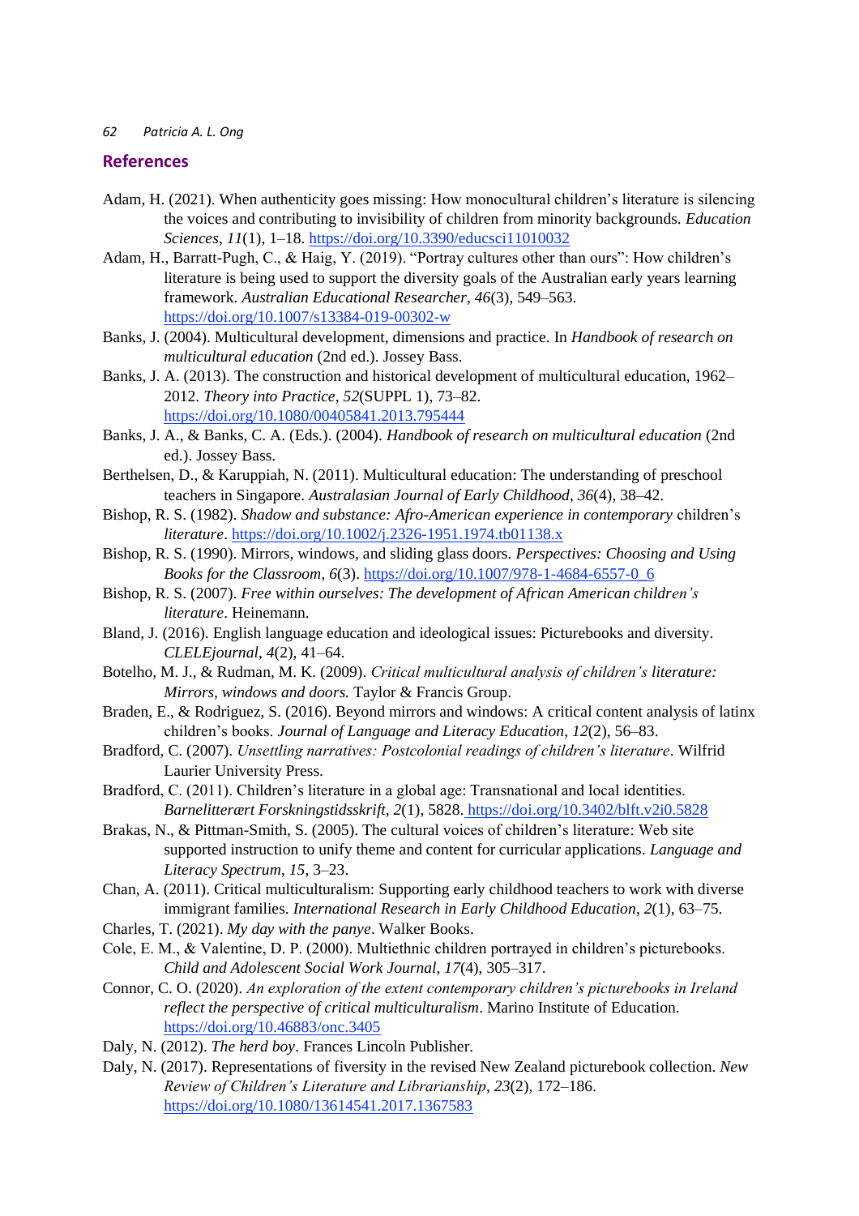## References

Adam, H. (2021). When authenticity goes missing: How monocultural children's literature is silencing the voices and contributing to invisibility of children from minority backgrounds. *Education Sciences*, *11*(1), 1–18. https://doi.org/10.3390/educsci11010032

Adam, H., Barratt-Pugh, C., & Haig, Y. (2019). "Portray cultures other than ours": How children's literature is being used to support the diversity goals of the Australian early years learning framework. *Australian Educational Researcher*, *46*(3), 549–563. https://doi.org/10.1007/s13384-019-00302-w

Banks, J. (2004). Multicultural development, dimensions and practice. In *Handbook of research on multicultural education* (2nd ed.). Jossey Bass.

Banks, J. A. (2013). The construction and historical development of multicultural education, 1962–2012. *Theory into Practice*, *52*(SUPPL 1), 73–82. https://doi.org/10.1080/00405841.2013.795444

Banks, J. A., & Banks, C. A. (Eds.). (2004). *Handbook of research on multicultural education* (2nd ed.). Jossey Bass.

Berthelsen, D., & Karuppiah, N. (2011). Multicultural education: The understanding of preschool teachers in Singapore. *Australasian Journal of Early Childhood*, *36*(4), 38–42.

Bishop, R. S. (1982). *Shadow and substance: Afro-American experience in contemporary* children's *literature*. https://doi.org/10.1002/j.2326-1951.1974.tb01138.x

Bishop, R. S. (1990). Mirrors, windows, and sliding glass doors. *Perspectives: Choosing and Using Books for the Classroom*, *6*(3). https://doi.org/10.1007/978-1-4684-6557-0_6

Bishop, R. S. (2007). *Free within ourselves: The development of African American children's literature*. Heinemann.

Bland, J. (2016). English language education and ideological issues: Picturebooks and diversity. *CLELEjournal*, *4*(2), 41–64.

Botelho, M. J., & Rudman, M. K. (2009). *Critical multicultural analysis of children's literature: Mirrors, windows and doors.* Taylor & Francis Group.

Braden, E., & Rodriguez, S. (2016). Beyond mirrors and windows: A critical content analysis of latinx children's books. *Journal of Language and Literacy Education*, *12*(2), 56–83.

Bradford, C. (2007). *Unsettling narratives: Postcolonial readings of children's literature*. Wilfrid Laurier University Press.

Bradford, C. (2011). Children's literature in a global age: Transnational and local identities. *Barnelitterært Forskningstidsskrift*, *2*(1), 5828. https://doi.org/10.3402/blft.v2i0.5828

Brakas, N., & Pittman-Smith, S. (2005). The cultural voices of children's literature: Web site supported instruction to unify theme and content for curricular applications. *Language and Literacy Spectrum*, *15*, 3–23.

Chan, A. (2011). Critical multiculturalism: Supporting early childhood teachers to work with diverse immigrant families. *International Research in Early Childhood Education*, *2*(1), 63–75.

Charles, T. (2021). *My day with the panye*. Walker Books.

Cole, E. M., & Valentine, D. P. (2000). Multiethnic children portrayed in children's picturebooks. *Child and Adolescent Social Work Journal*, *17*(4), 305–317.

Connor, C. O. (2020). *An exploration of the extent contemporary children's picturebooks in Ireland reflect the perspective of critical multiculturalism*. Marino Institute of Education. https://doi.org/10.46883/onc.3405

Daly, N. (2012). *The herd boy*. Frances Lincoln Publisher.

Daly, N. (2017). Representations of fiversity in the revised New Zealand picturebook collection. *New Review of Children's Literature and Librarianship*, *23*(2), 172–186. https://doi.org/10.1080/13614541.2017.1367583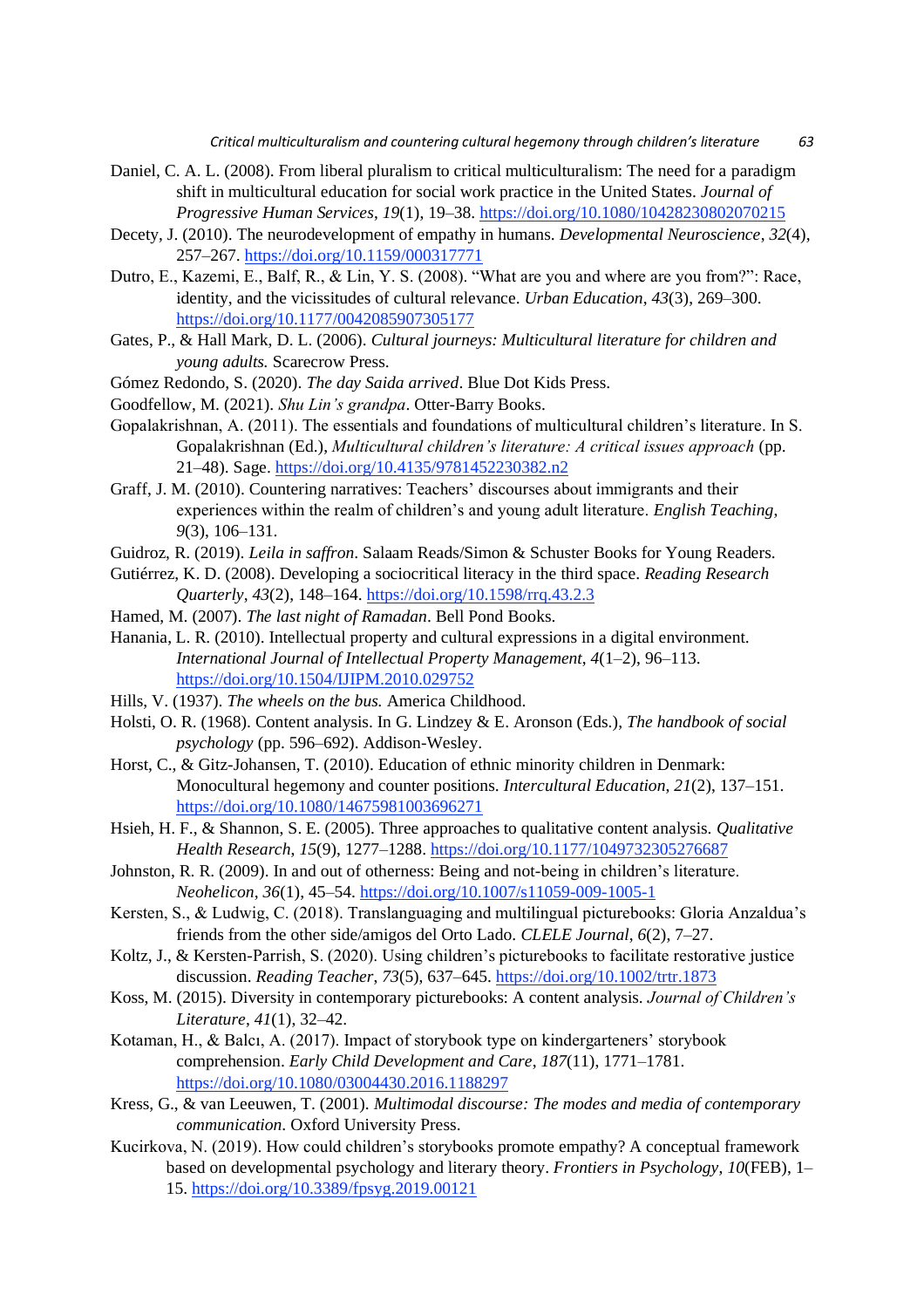Daniel, C. A. L. (2008). From liberal pluralism to critical multiculturalism: The need for a paradigm shift in multicultural education for social work practice in the United States. *Journal of Progressive Human Services*, *19*(1), 19–38. https://doi.org/10.1080/10428230802070215

Decety, J. (2010). The neurodevelopment of empathy in humans. *Developmental Neuroscience*, *32*(4), 257–267. https://doi.org/10.1159/000317771

Dutro, E., Kazemi, E., Balf, R., & Lin, Y. S. (2008). "What are you and where are you from?": Race, identity, and the vicissitudes of cultural relevance. *Urban Education*, *43*(3), 269–300. https://doi.org/10.1177/0042085907305177

Gates, P., & Hall Mark, D. L. (2006). *Cultural journeys: Multicultural literature for children and young adults.* Scarecrow Press.

Gómez Redondo, S. (2020). *The day Saida arrived*. Blue Dot Kids Press.

Goodfellow, M. (2021). *Shu Lin's grandpa*. Otter-Barry Books.

Gopalakrishnan, A. (2011). The essentials and foundations of multicultural children's literature. In S. Gopalakrishnan (Ed.), *Multicultural children's literature: A critical issues approach* (pp. 21–48). Sage. https://doi.org/10.4135/9781452230382.n2

Graff, J. M. (2010). Countering narratives: Teachers' discourses about immigrants and their experiences within the realm of children's and young adult literature. *English Teaching*, *9*(3), 106–131.

Guidroz, R. (2019). *Leila in saffron*. Salaam Reads/Simon & Schuster Books for Young Readers.

Gutiérrez, K. D. (2008). Developing a sociocritical literacy in the third space. *Reading Research Quarterly*, *43*(2), 148–164. https://doi.org/10.1598/rrq.43.2.3

Hamed, M. (2007). *The last night of Ramadan*. Bell Pond Books.

Hanania, L. R. (2010). Intellectual property and cultural expressions in a digital environment. *International Journal of Intellectual Property Management*, *4*(1–2), 96–113. https://doi.org/10.1504/IJIPM.2010.029752

Hills, V. (1937). *The wheels on the bus.* America Childhood.

Holsti, O. R. (1968). Content analysis. In G. Lindzey & E. Aronson (Eds.), *The handbook of social psychology* (pp. 596–692). Addison-Wesley.

Horst, C., & Gitz-Johansen, T. (2010). Education of ethnic minority children in Denmark: Monocultural hegemony and counter positions. *Intercultural Education*, *21*(2), 137–151. https://doi.org/10.1080/14675981003696271

Hsieh, H. F., & Shannon, S. E. (2005). Three approaches to qualitative content analysis. *Qualitative Health Research*, *15*(9), 1277–1288. https://doi.org/10.1177/1049732305276687

Johnston, R. R. (2009). In and out of otherness: Being and not-being in children's literature. *Neohelicon*, *36*(1), 45–54. https://doi.org/10.1007/s11059-009-1005-1

Kersten, S., & Ludwig, C. (2018). Translanguaging and multilingual picturebooks: Gloria Anzaldua's friends from the other side/amigos del Orto Lado. *CLELE Journal*, *6*(2), 7–27.

Koltz, J., & Kersten-Parrish, S. (2020). Using children's picturebooks to facilitate restorative justice discussion. *Reading Teacher*, *73*(5), 637–645. https://doi.org/10.1002/trtr.1873

Koss, M. (2015). Diversity in contemporary picturebooks: A content analysis. *Journal of Children's Literature*, *41*(1), 32–42.

Kotaman, H., & Balcı, A. (2017). Impact of storybook type on kindergarteners' storybook comprehension. *Early Child Development and Care*, *187*(11), 1771–1781. https://doi.org/10.1080/03004430.2016.1188297

Kress, G., & van Leeuwen, T. (2001). *Multimodal discourse: The modes and media of contemporary communication.* Oxford University Press.

Kucirkova, N. (2019). How could children's storybooks promote empathy? A conceptual framework based on developmental psychology and literary theory. *Frontiers in Psychology*, *10*(FEB), 1–15. https://doi.org/10.3389/fpsyg.2019.00121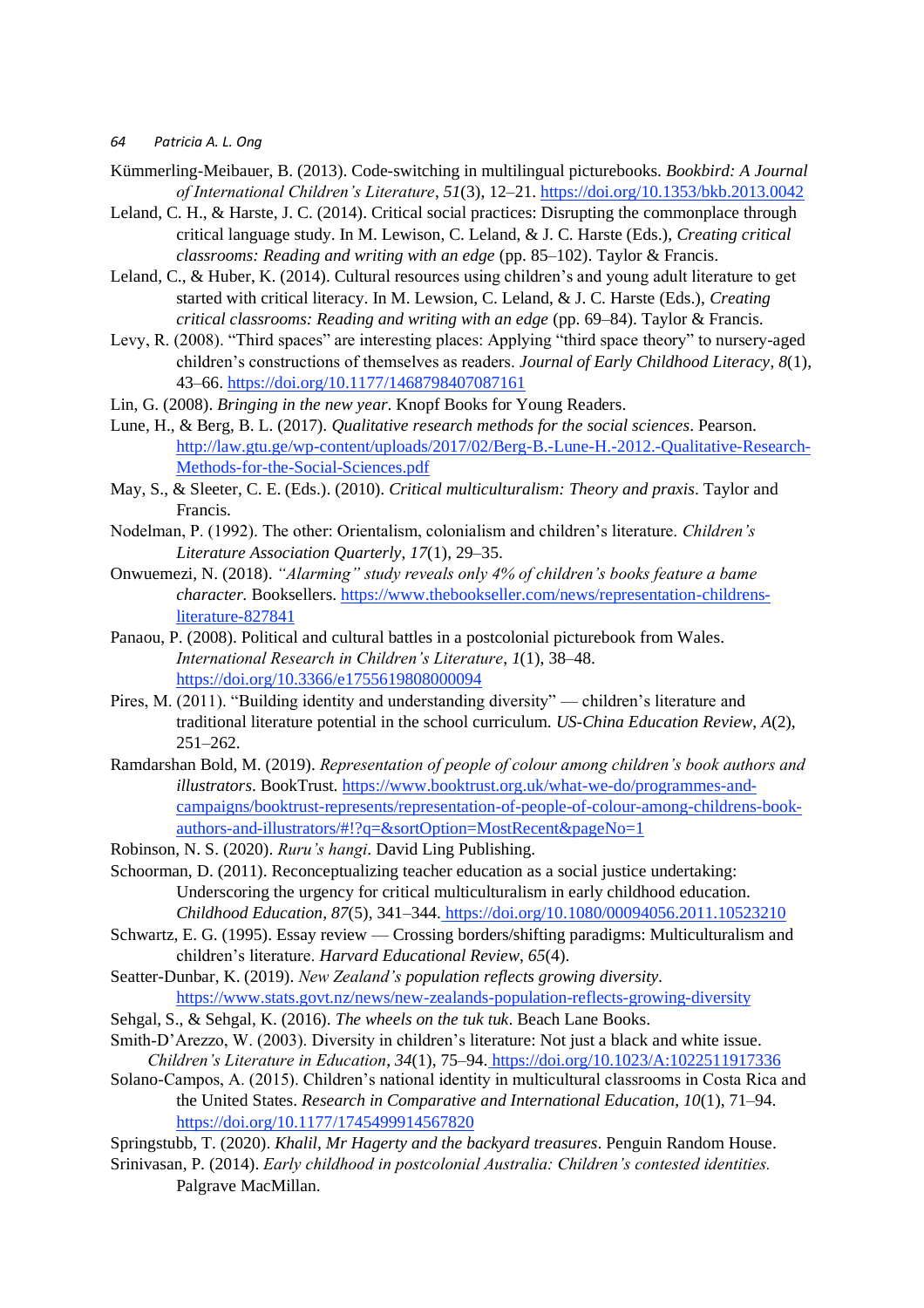Kümmerling-Meibauer, B. (2013). Code-switching in multilingual picturebooks. *Bookbird: A Journal of International Children's Literature*, *51*(3), 12–21. https://doi.org/10.1353/bkb.2013.0042

Leland, C. H., & Harste, J. C. (2014). Critical social practices: Disrupting the commonplace through critical language study. In M. Lewison, C. Leland, & J. C. Harste (Eds.), *Creating critical classrooms: Reading and writing with an edge* (pp. 85–102). Taylor & Francis.

Leland, C., & Huber, K. (2014). Cultural resources using children's and young adult literature to get started with critical literacy. In M. Lewsion, C. Leland, & J. C. Harste (Eds.), *Creating critical classrooms: Reading and writing with an edge* (pp. 69–84). Taylor & Francis.

Levy, R. (2008). "Third spaces" are interesting places: Applying "third space theory" to nursery-aged children's constructions of themselves as readers. *Journal of Early Childhood Literacy*, *8*(1), 43–66. https://doi.org/10.1177/1468798407087161

Lin, G. (2008). *Bringing in the new year*. Knopf Books for Young Readers.

Lune, H., & Berg, B. L. (2017). *Qualitative research methods for the social sciences*. Pearson. http://law.gtu.ge/wp-content/uploads/2017/02/Berg-B.-Lune-H.-2012.-Qualitative-Research-Methods-for-the-Social-Sciences.pdf

May, S., & Sleeter, C. E. (Eds.). (2010). *Critical multiculturalism: Theory and praxis*. Taylor and Francis.

Nodelman, P. (1992). The other: Orientalism, colonialism and children's literature. *Children's Literature Association Quarterly*, *17*(1), 29–35.

Onwuemezi, N. (2018). *"Alarming" study reveals only 4% of children's books feature a bame character.* Booksellers. https://www.thebookseller.com/news/representation-childrens-literature-827841

Panaou, P. (2008). Political and cultural battles in a postcolonial picturebook from Wales. *International Research in Children's Literature*, *1*(1), 38–48. https://doi.org/10.3366/e1755619808000094

Pires, M. (2011). "Building identity and understanding diversity" — children's literature and traditional literature potential in the school curriculum. *US-China Education Review*, *A*(2), 251–262.

Ramdarshan Bold, M. (2019). *Representation of people of colour among children's book authors and illustrators*. BookTrust. https://www.booktrust.org.uk/what-we-do/programmes-and-campaigns/booktrust-represents/representation-of-people-of-colour-among-childrens-book-authors-and-illustrators/#!?q=&sortOption=MostRecent&pageNo=1

Robinson, N. S. (2020). *Ruru's hangi*. David Ling Publishing.

Schoorman, D. (2011). Reconceptualizing teacher education as a social justice undertaking: Underscoring the urgency for critical multiculturalism in early childhood education. *Childhood Education*, *87*(5), 341–344. https://doi.org/10.1080/00094056.2011.10523210

Schwartz, E. G. (1995). Essay review — Crossing borders/shifting paradigms: Multiculturalism and children's literature. *Harvard Educational Review*, *65*(4).

Seatter-Dunbar, K. (2019). *New Zealand's population reflects growing diversity*. https://www.stats.govt.nz/news/new-zealands-population-reflects-growing-diversity

Sehgal, S., & Sehgal, K. (2016). *The wheels on the tuk tuk*. Beach Lane Books.

Smith-D'Arezzo, W. (2003). Diversity in children's literature: Not just a black and white issue. *Children's Literature in Education*, *34*(1), 75–94. https://doi.org/10.1023/A:1022511917336

Solano-Campos, A. (2015). Children's national identity in multicultural classrooms in Costa Rica and the United States. *Research in Comparative and International Education*, *10*(1), 71–94. https://doi.org/10.1177/1745499914567820

Springstubb, T. (2020). *Khalil, Mr Hagerty and the backyard treasures*. Penguin Random House.

Srinivasan, P. (2014). *Early childhood in postcolonial Australia: Children's contested identities.* Palgrave MacMillan.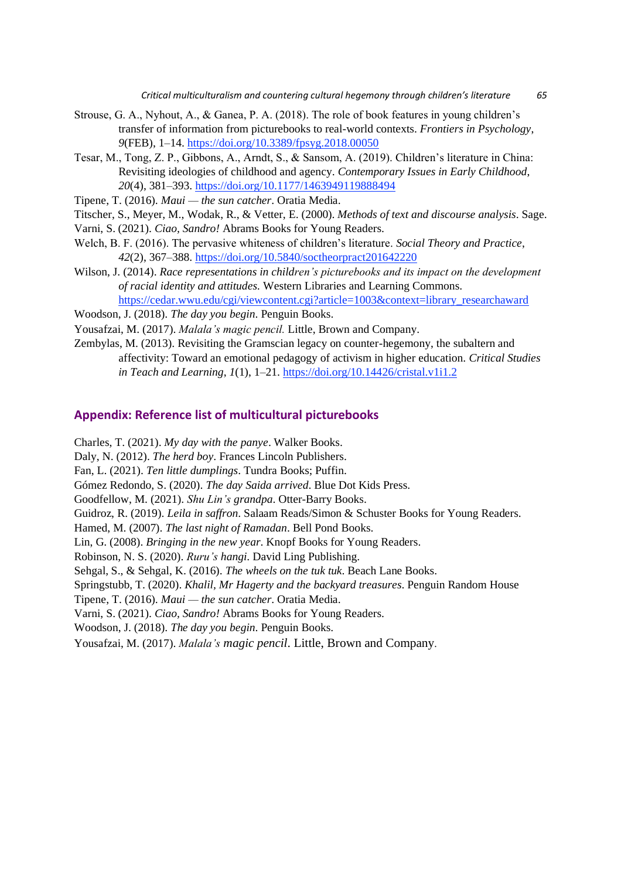Strouse, G. A., Nyhout, A., & Ganea, P. A. (2018). The role of book features in young children's transfer of information from picturebooks to real-world contexts. *Frontiers in Psychology*, *9*(FEB), 1–14. https://doi.org/10.3389/fpsyg.2018.00050

Tesar, M., Tong, Z. P., Gibbons, A., Arndt, S., & Sansom, A. (2019). Children's literature in China: Revisiting ideologies of childhood and agency. *Contemporary Issues in Early Childhood*, *20*(4), 381–393. https://doi.org/10.1177/1463949119888494

Tipene, T. (2016). *Maui — the sun catcher*. Oratia Media.

Titscher, S., Meyer, M., Wodak, R., & Vetter, E. (2000). *Methods of text and discourse analysis*. Sage.

Varni, S. (2021). *Ciao, Sandro!* Abrams Books for Young Readers.

Welch, B. F. (2016). The pervasive whiteness of children's literature. *Social Theory and Practice*, *42*(2), 367–388. https://doi.org/10.5840/soctheorpract201642220

Wilson, J. (2014). *Race representations in children's picturebooks and its impact on the development of racial identity and attitudes.* Western Libraries and Learning Commons. https://cedar.wwu.edu/cgi/viewcontent.cgi?article=1003&context=library_researchaward

Woodson, J. (2018). *The day you begin*. Penguin Books.

Yousafzai, M. (2017). *Malala's magic pencil.* Little, Brown and Company.

Zembylas, M. (2013). Revisiting the Gramscian legacy on counter-hegemony, the subaltern and affectivity: Toward an emotional pedagogy of activism in higher education. *Critical Studies in Teach and Learning*, *1*(1), 1–21. https://doi.org/10.14426/cristal.v1i1.2

## Appendix: Reference list of multicultural picturebooks

Charles, T. (2021). *My day with the panye*. Walker Books.

Daly, N. (2012). *The herd boy*. Frances Lincoln Publishers.

Fan, L. (2021). *Ten little dumplings*. Tundra Books; Puffin.

Gómez Redondo, S. (2020). *The day Saida arrived*. Blue Dot Kids Press.

Goodfellow, M. (2021). *Shu Lin's grandpa*. Otter-Barry Books.

Guidroz, R. (2019). *Leila in saffron*. Salaam Reads/Simon & Schuster Books for Young Readers.

Hamed, M. (2007). *The last night of Ramadan*. Bell Pond Books.

Lin, G. (2008). *Bringing in the new year*. Knopf Books for Young Readers.

Robinson, N. S. (2020). *Ruru's hangi*. David Ling Publishing.

Sehgal, S., & Sehgal, K. (2016). *The wheels on the tuk tuk*. Beach Lane Books.

Springstubb, T. (2020). *Khalil, Mr Hagerty and the backyard treasures*. Penguin Random House

Tipene, T. (2016). *Maui — the sun catcher*. Oratia Media.

Varni, S. (2021). *Ciao, Sandro!* Abrams Books for Young Readers.

Woodson, J. (2018). *The day you begin*. Penguin Books.

Yousafzai, M. (2017). *Malala's magic pencil*. Little, Brown and Company.